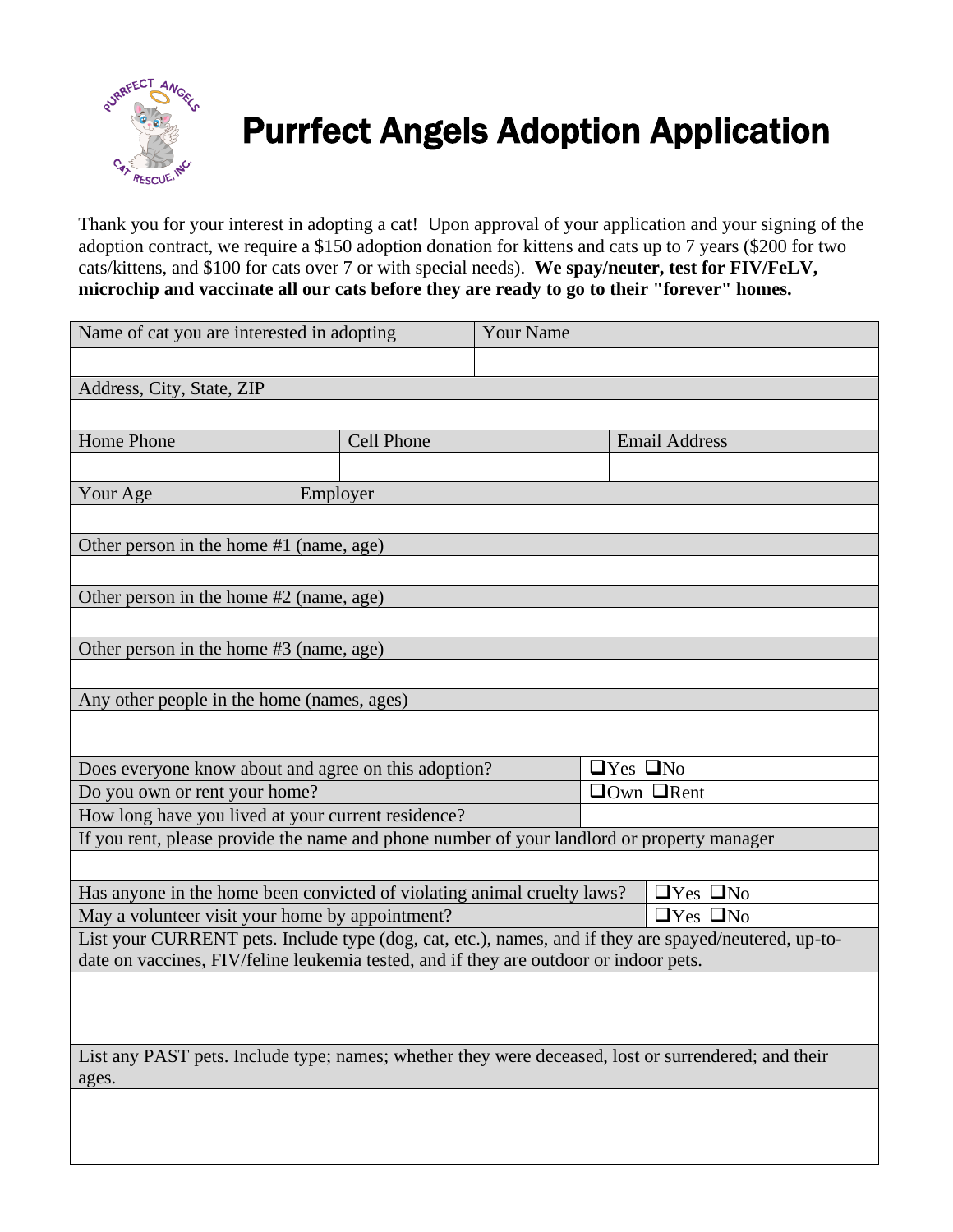# Purrfect Angels Adoption Application

Thank you for your interest in adopting a cat! Upon approval of your application and your signing of the adoption contract, we require a $150 adoption donation for kittens and cats up to 7 years ($200 for two cats/kittens, and $100 for cats over 7 or with special needs). **We spay/neuter, test for FIV/FeLV, microchip and vaccinate all our cats before they are ready to go to their "forever" homes.**

| Name of cat you are interested in adopting | Your Name |
|---|---|
| | |

| Address, City, State, ZIP |
|---|
| |

| Home Phone | Cell Phone | Email Address |
|---|---|---|
| | | |

| Your Age | Employer |
|---|---|
| | |

| Other person in the home #1 (name, age) |
|---|
| |

| Other person in the home #2 (name, age) |
|---|
| |

| Other person in the home #3 (name, age) |
|---|
| |

| Any other people in the home (names, ages) |
|---|
| |

| Question | Answer |
|---|---|
| Does everyone know about and agree on this adoption? | ❑Yes ❑No |
| Do you own or rent your home? | ❑Own ❑Rent |
| How long have you lived at your current residence? | |

| If you rent, please provide the name and phone number of your landlord or property manager |
|---|
| |

| Question | Answer |
|---|---|
| Has anyone in the home been convicted of violating animal cruelty laws? | ❑Yes ❑No |
| May a volunteer visit your home by appointment? | ❑Yes ❑No |

| List your CURRENT pets. Include type (dog, cat, etc.), names, and if they are spayed/neutered, up-to-date on vaccines, FIV/feline leukemia tested, and if they are outdoor or indoor pets. |
|---|
| |

| List any PAST pets. Include type; names; whether they were deceased, lost or surrendered; and their ages. |
|---|
| |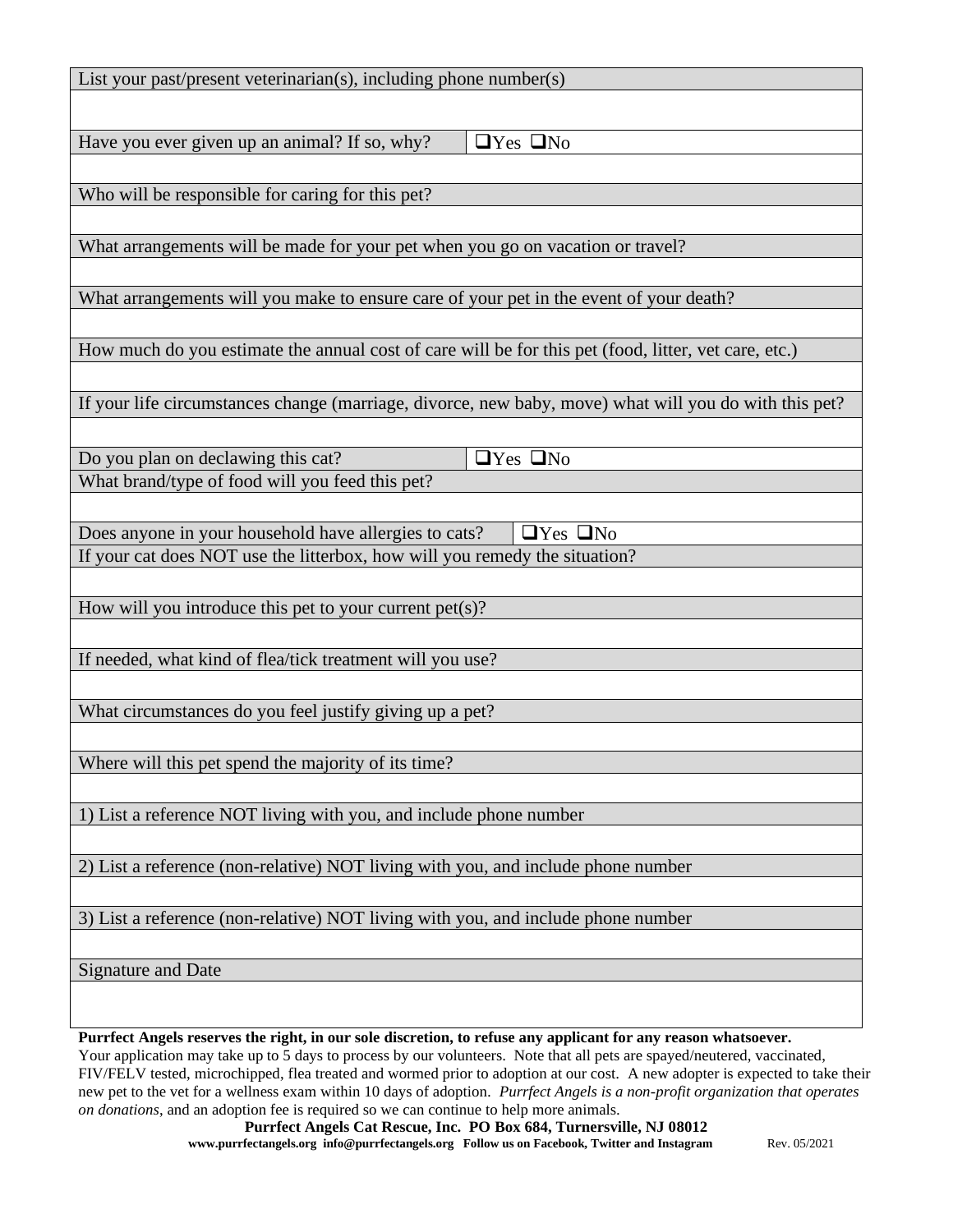| | |
|---|---|
| List your past/present veterinarian(s), including phone number(s) | |
| | |
| Have you ever given up an animal? If so, why? | ❑Yes ❑No |
| | |
| Who will be responsible for caring for this pet? | |
| | |
| What arrangements will be made for your pet when you go on vacation or travel? | |
| | |
| What arrangements will you make to ensure care of your pet in the event of your death? | |
| | |
| How much do you estimate the annual cost of care will be for this pet (food, litter, vet care, etc.) | |
| | |
| If your life circumstances change (marriage, divorce, new baby, move) what will you do with this pet? | |
| | |
| Do you plan on declawing this cat? | ❑Yes ❑No |
| What brand/type of food will you feed this pet? | |
| | |
| Does anyone in your household have allergies to cats? | ❑Yes ❑No |
| If your cat does NOT use the litterbox, how will you remedy the situation? | |
| | |
| How will you introduce this pet to your current pet(s)? | |
| | |
| If needed, what kind of flea/tick treatment will you use? | |
| | |
| What circumstances do you feel justify giving up a pet? | |
| | |
| Where will this pet spend the majority of its time? | |
| | |
| 1) List a reference NOT living with you, and include phone number | |
| | |
| 2) List a reference (non-relative) NOT living with you, and include phone number | |
| | |
| 3) List a reference (non-relative) NOT living with you, and include phone number | |
| | |
| Signature and Date | |
| | |

**Purrfect Angels reserves the right, in our sole discretion, to refuse any applicant for any reason whatsoever.**
Your application may take up to 5 days to process by our volunteers. Note that all pets are spayed/neutered, vaccinated, FIV/FELV tested, microchipped, flea treated and wormed prior to adoption at our cost. A new adopter is expected to take their new pet to the vet for a wellness exam within 10 days of adoption. *Purrfect Angels is a non-profit organization that operates on donations*, and an adoption fee is required so we can continue to help more animals.

**Purrfect Angels Cat Rescue, Inc. PO Box 684, Turnersville, NJ 08012**

**www.purrfectangels.org info@purrfectangels.org Follow us on Facebook, Twitter and Instagram** Rev. 05/2021